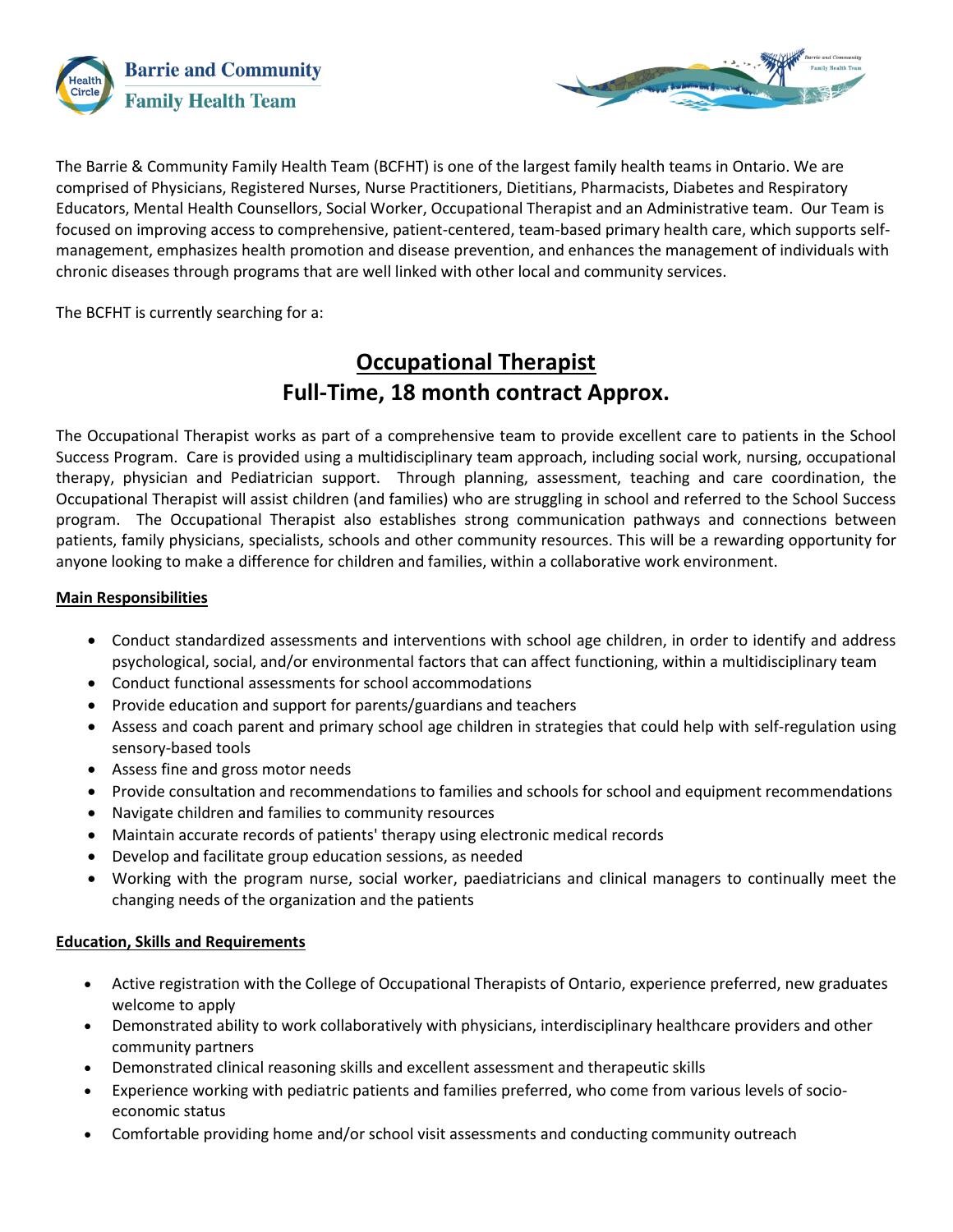The Barrie & Community Family Health Team (BCFHT) is one of the largest family health teams in Ontario. We are comprised of Physicians, Registered Nurses, Nurse Practitioners, Dietitians, Pharmacists, Diabetes and Respiratory Educators, Mental Health Counsellors, Social Worker, Occupational Therapist and an Administrative team. Our Team is focused on improving access to comprehensive, patient-centered, team-based primary health care, which supports self-management, emphasizes health promotion and disease prevention, and enhances the management of individuals with chronic diseases through programs that are well linked with other local and community services.

The BCFHT is currently searching for a:

# Occupational Therapist
## Full-Time, 18 month contract Approx.

The Occupational Therapist works as part of a comprehensive team to provide excellent care to patients in the School Success Program. Care is provided using a multidisciplinary team approach, including social work, nursing, occupational therapy, physician and Pediatrician support. Through planning, assessment, teaching and care coordination, the Occupational Therapist will assist children (and families) who are struggling in school and referred to the School Success program. The Occupational Therapist also establishes strong communication pathways and connections between patients, family physicians, specialists, schools and other community resources. This will be a rewarding opportunity for anyone looking to make a difference for children and families, within a collaborative work environment.

**Main Responsibilities**

- Conduct standardized assessments and interventions with school age children, in order to identify and address psychological, social, and/or environmental factors that can affect functioning, within a multidisciplinary team
- Conduct functional assessments for school accommodations
- Provide education and support for parents/guardians and teachers
- Assess and coach parent and primary school age children in strategies that could help with self-regulation using sensory-based tools
- Assess fine and gross motor needs
- Provide consultation and recommendations to families and schools for school and equipment recommendations
- Navigate children and families to community resources
- Maintain accurate records of patients' therapy using electronic medical records
- Develop and facilitate group education sessions, as needed
- Working with the program nurse, social worker, paediatricians and clinical managers to continually meet the changing needs of the organization and the patients

**Education, Skills and Requirements**

- Active registration with the College of Occupational Therapists of Ontario, experience preferred, new graduates welcome to apply
- Demonstrated ability to work collaboratively with physicians, interdisciplinary healthcare providers and other community partners
- Demonstrated clinical reasoning skills and excellent assessment and therapeutic skills
- Experience working with pediatric patients and families preferred, who come from various levels of socio-economic status
- Comfortable providing home and/or school visit assessments and conducting community outreach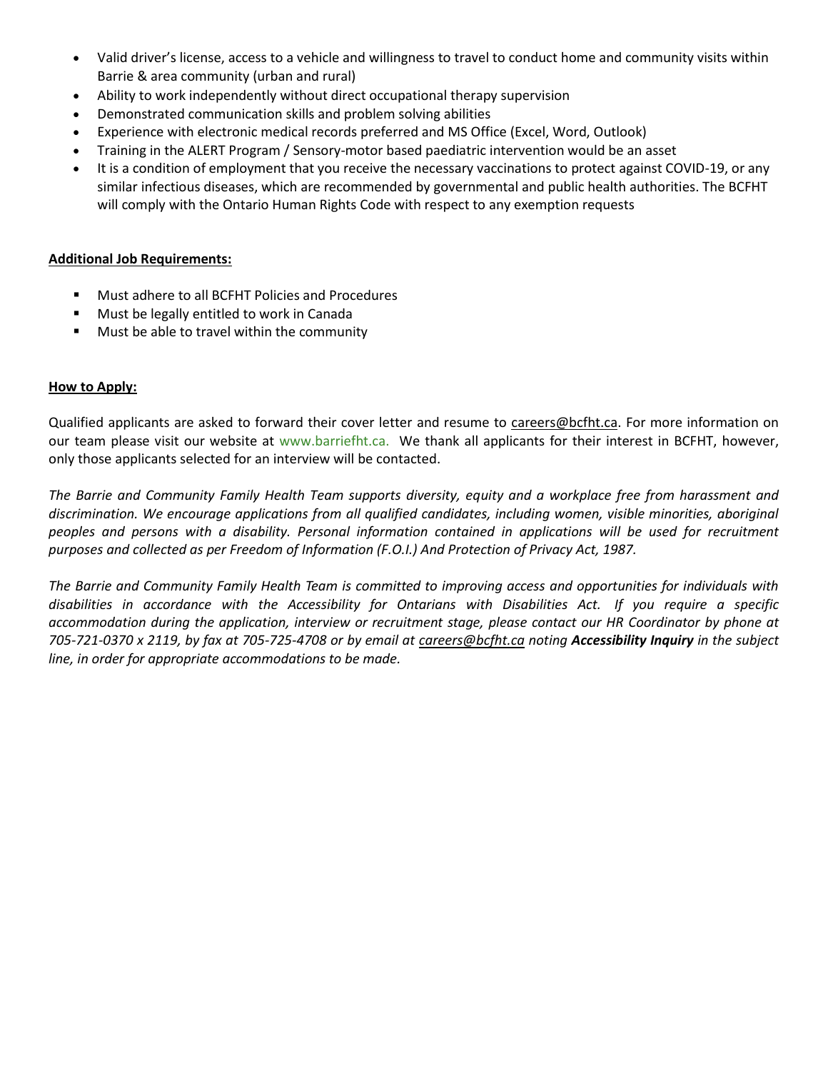- Valid driver's license, access to a vehicle and willingness to travel to conduct home and community visits within Barrie & area community (urban and rural)
- Ability to work independently without direct occupational therapy supervision
- Demonstrated communication skills and problem solving abilities
- Experience with electronic medical records preferred and MS Office (Excel, Word, Outlook)
- Training in the ALERT Program / Sensory-motor based paediatric intervention would be an asset
- It is a condition of employment that you receive the necessary vaccinations to protect against COVID-19, or any similar infectious diseases, which are recommended by governmental and public health authorities. The BCFHT will comply with the Ontario Human Rights Code with respect to any exemption requests

**Additional Job Requirements:**

- Must adhere to all BCFHT Policies and Procedures
- Must be legally entitled to work in Canada
- Must be able to travel within the community

**How to Apply:**

Qualified applicants are asked to forward their cover letter and resume to careers@bcfht.ca. For more information on our team please visit our website at www.barriefht.ca. We thank all applicants for their interest in BCFHT, however, only those applicants selected for an interview will be contacted.

*The Barrie and Community Family Health Team supports diversity, equity and a workplace free from harassment and discrimination. We encourage applications from all qualified candidates, including women, visible minorities, aboriginal peoples and persons with a disability. Personal information contained in applications will be used for recruitment purposes and collected as per Freedom of Information (F.O.I.) And Protection of Privacy Act, 1987.*

*The Barrie and Community Family Health Team is committed to improving access and opportunities for individuals with disabilities in accordance with the Accessibility for Ontarians with Disabilities Act. If you require a specific accommodation during the application, interview or recruitment stage, please contact our HR Coordinator by phone at 705-721-0370 x 2119, by fax at 705-725-4708 or by email at careers@bcfht.ca noting **Accessibility Inquiry** in the subject line, in order for appropriate accommodations to be made.*